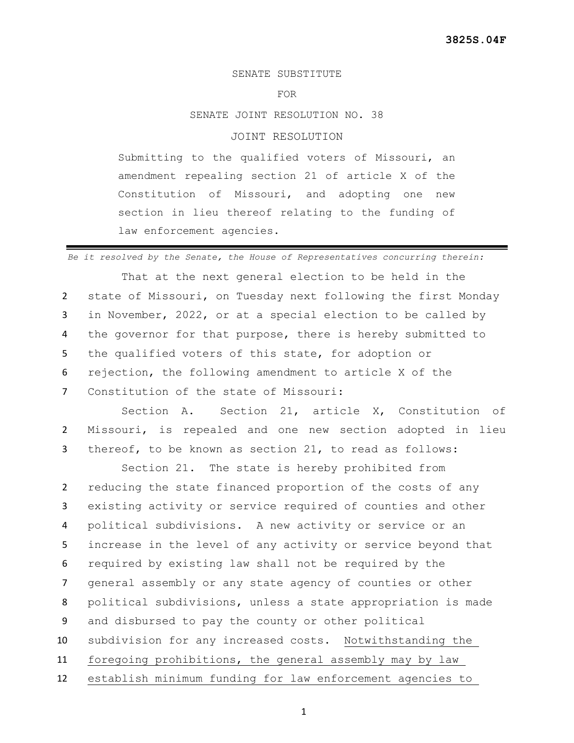**3825S.04F**

SENATE SUBSTITUTE

FOR

SENATE JOINT RESOLUTION NO. 38

JOINT RESOLUTION

Submitting to the qualified voters of Missouri, an amendment repealing section 21 of article X of the Constitution of Missouri, and adopting one new section in lieu thereof relating to the funding of law enforcement agencies.

---

*Be it resolved by the Senate, the House of Representatives concurring therein:*

That at the next general election to be held in the state of Missouri, on Tuesday next following the first Monday in November, 2022, or at a special election to be called by the governor for that purpose, there is hereby submitted to the qualified voters of this state, for adoption or rejection, the following amendment to article X of the Constitution of the state of Missouri:

Section A. Section 21, article X, Constitution of Missouri, is repealed and one new section adopted in lieu thereof, to be known as section 21, to read as follows:

Section 21. The state is hereby prohibited from reducing the state financed proportion of the costs of any existing activity or service required of counties and other political subdivisions. A new activity or service or an increase in the level of any activity or service beyond that required by existing law shall not be required by the general assembly or any state agency of counties or other political subdivisions, unless a state appropriation is made and disbursed to pay the county or other political subdivision for any increased costs. <u>Notwithstanding the foregoing prohibitions, the general assembly may by law establish minimum funding for law enforcement agencies to</u>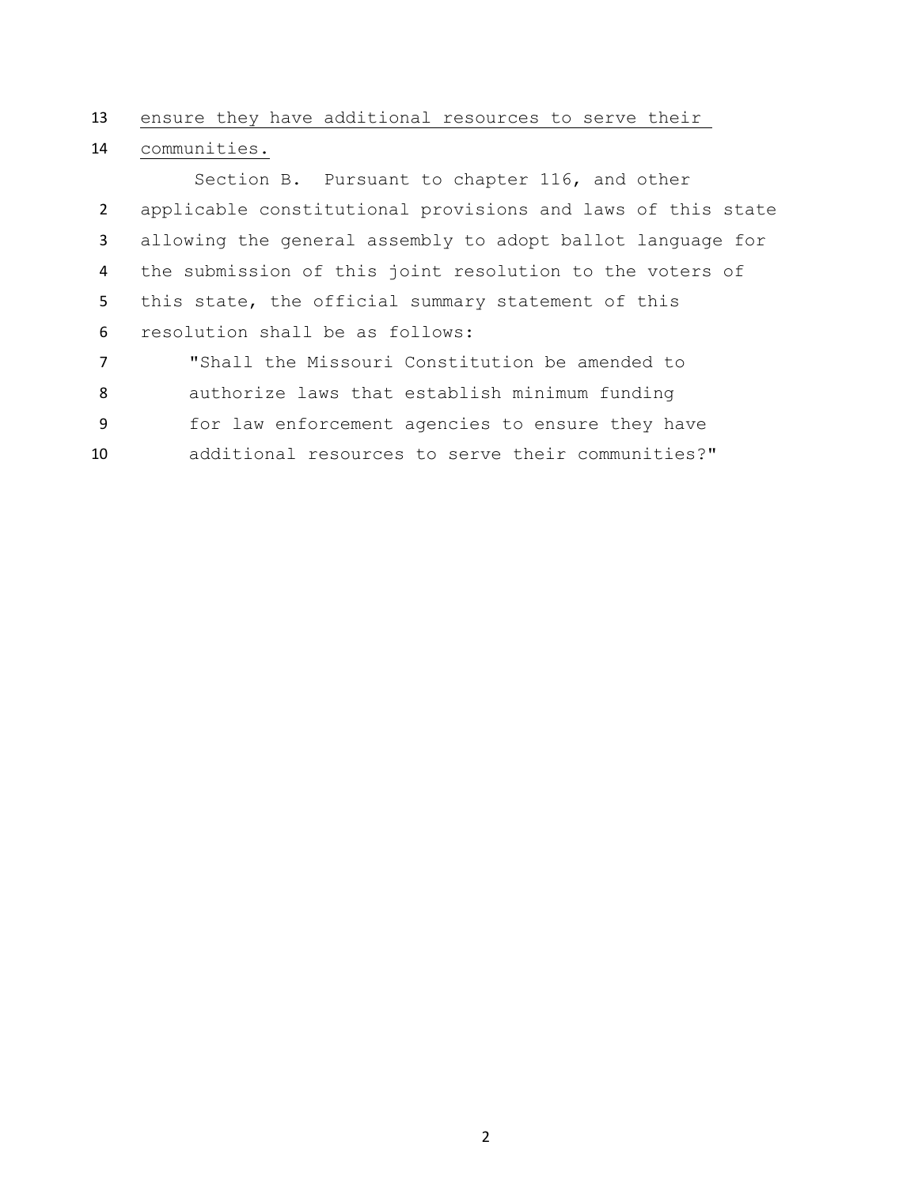ensure they have additional resources to serve their communities.

Section B. Pursuant to chapter 116, and other applicable constitutional provisions and laws of this state allowing the general assembly to adopt ballot language for the submission of this joint resolution to the voters of this state, the official summary statement of this resolution shall be as follows:

"Shall the Missouri Constitution be amended to authorize laws that establish minimum funding for law enforcement agencies to ensure they have additional resources to serve their communities?"